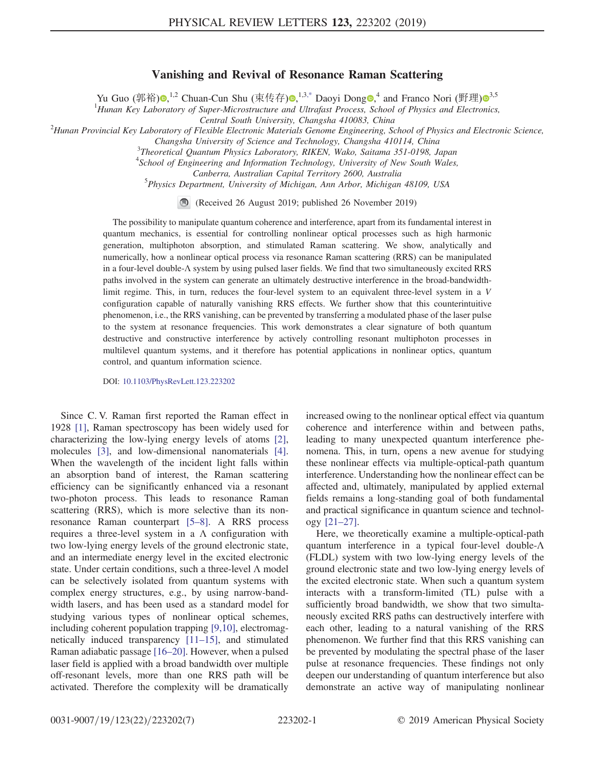# Vanishing and Revival of Resonance Raman Scattering

Yu Guo (郭裕),[1,2] Chuan-Cun Shu (束传存),[1,3,*] Daoyi Dong,[4] and Franco Nori (野理)[3,5]

[1] *Hunan Key Laboratory of Super-Microstructure and Ultrafast Process, School of Physics and Electronics, Central South University, Changsha 410083, China*

[2] *Hunan Provincial Key Laboratory of Flexible Electronic Materials Genome Engineering, School of Physics and Electronic Science, Changsha University of Science and Technology, Changsha 410114, China*

[3] *Theoretical Quantum Physics Laboratory, RIKEN, Wako, Saitama 351-0198, Japan*

[4] *School of Engineering and Information Technology, University of New South Wales, Canberra, Australian Capital Territory 2600, Australia*

[5] *Physics Department, University of Michigan, Ann Arbor, Michigan 48109, USA*

(Received 26 August 2019; published 26 November 2019)

The possibility to manipulate quantum coherence and interference, apart from its fundamental interest in quantum mechanics, is essential for controlling nonlinear optical processes such as high harmonic generation, multiphoton absorption, and stimulated Raman scattering. We show, analytically and numerically, how a nonlinear optical process via resonance Raman scattering (RRS) can be manipulated in a four-level double-Λ system by using pulsed laser fields. We find that two simultaneously excited RRS paths involved in the system can generate an ultimately destructive interference in the broad-bandwidth-limit regime. This, in turn, reduces the four-level system to an equivalent three-level system in a *V* configuration capable of naturally vanishing RRS effects. We further show that this counterintuitive phenomenon, i.e., the RRS vanishing, can be prevented by transferring a modulated phase of the laser pulse to the system at resonance frequencies. This work demonstrates a clear signature of both quantum destructive and constructive interference by actively controlling resonant multiphoton processes in multilevel quantum systems, and it therefore has potential applications in nonlinear optics, quantum control, and quantum information science.

DOI: 10.1103/PhysRevLett.123.223202

Since C. V. Raman first reported the Raman effect in 1928 [1], Raman spectroscopy has been widely used for characterizing the low-lying energy levels of atoms [2], molecules [3], and low-dimensional nanomaterials [4]. When the wavelength of the incident light falls within an absorption band of interest, the Raman scattering efficiency can be significantly enhanced via a resonant two-photon process. This leads to resonance Raman scattering (RRS), which is more selective than its nonresonance Raman counterpart [5–8]. A RRS process requires a three-level system in a Λ configuration with two low-lying energy levels of the ground electronic state, and an intermediate energy level in the excited electronic state. Under certain conditions, such a three-level Λ model can be selectively isolated from quantum systems with complex energy structures, e.g., by using narrow-bandwidth lasers, and has been used as a standard model for studying various types of nonlinear optical schemes, including coherent population trapping [9,10], electromagnetically induced transparency [11–15], and stimulated Raman adiabatic passage [16–20]. However, when a pulsed laser field is applied with a broad bandwidth over multiple off-resonant levels, more than one RRS path will be activated. Therefore the complexity will be dramatically increased owing to the nonlinear optical effect via quantum coherence and interference within and between paths, leading to many unexpected quantum interference phenomena. This, in turn, opens a new avenue for studying these nonlinear effects via multiple-optical-path quantum interference. Understanding how the nonlinear effect can be affected and, ultimately, manipulated by applied external fields remains a long-standing goal of both fundamental and practical significance in quantum science and technology [21–27].

Here, we theoretically examine a multiple-optical-path quantum interference in a typical four-level double-Λ (FLDL) system with two low-lying energy levels of the ground electronic state and two low-lying energy levels of the excited electronic state. When such a quantum system interacts with a transform-limited (TL) pulse with a sufficiently broad bandwidth, we show that two simultaneously excited RRS paths can destructively interfere with each other, leading to a natural vanishing of the RRS phenomenon. We further find that this RRS vanishing can be prevented by modulating the spectral phase of the laser pulse at resonance frequencies. These findings not only deepen our understanding of quantum interference but also demonstrate an active way of manipulating nonlinear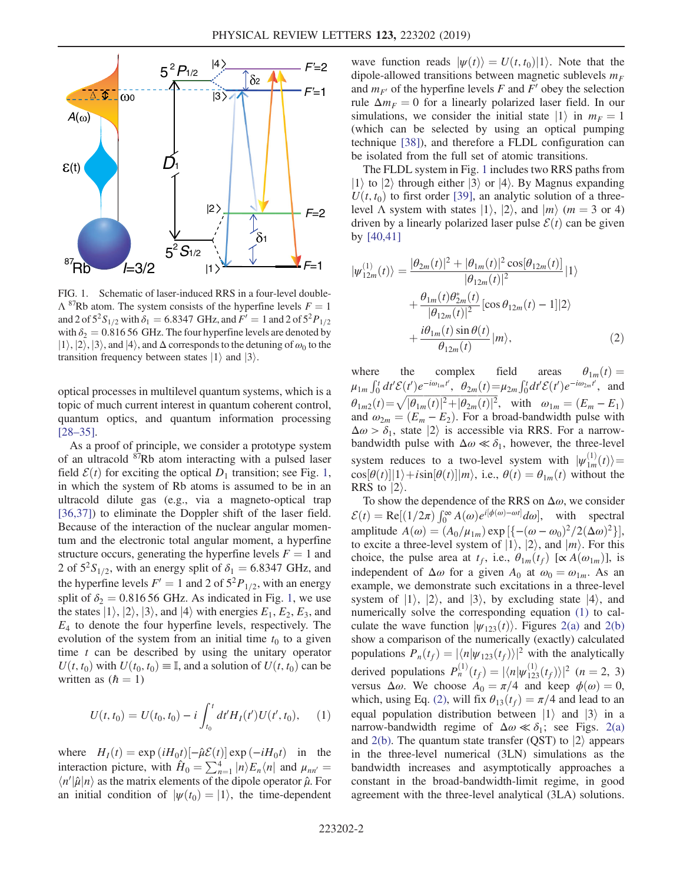FIG. 1. Schematic of laser-induced RRS in a four-level double-Λ $^{87}$Rb atom. The system consists of the hyperfine levels $F = 1$ and 2 of $5^2S_{1/2}$ with $\delta_1 = 6.8347$ GHz, and $F' = 1$ and 2 of $5^2P_{1/2}$ with $\delta_2 = 0.81656$ GHz. The four hyperfine levels are denoted by $|1\rangle$, $|2\rangle$, $|3\rangle$, and $|4\rangle$, and $\Delta$ corresponds to the detuning of $\omega_0$ to the transition frequency between states $|1\rangle$ and $|3\rangle$.

optical processes in multilevel quantum systems, which is a topic of much current interest in quantum coherent control, quantum optics, and quantum information processing [28–35].

As a proof of principle, we consider a prototype system of an ultracold $^{87}$Rb atom interacting with a pulsed laser field $\mathcal{E}(t)$ for exciting the optical $D_1$ transition; see Fig. 1, in which the system of Rb atoms is assumed to be in an ultracold dilute gas (e.g., via a magneto-optical trap [36,37]) to eliminate the Doppler shift of the laser field. Because of the interaction of the nuclear angular momentum and the electronic total angular moment, a hyperfine structure occurs, generating the hyperfine levels $F = 1$ and 2 of $5^2S_{1/2}$, with an energy split of $\delta_1 = 6.8347$ GHz, and the hyperfine levels $F' = 1$ and 2 of $5^2P_{1/2}$, with an energy split of $\delta_2 = 0.81656$ GHz. As indicated in Fig. 1, we use the states $|1\rangle$, $|2\rangle$, $|3\rangle$, and $|4\rangle$ with energies $E_1$, $E_2$, $E_3$, and $E_4$ to denote the four hyperfine levels, respectively. The evolution of the system from an initial time $t_0$ to a given time $t$ can be described by using the unitary operator $U(t, t_0)$ with $U(t_0, t_0) \equiv \mathbb{I}$, and a solution of $U(t, t_0)$ can be written as ($\hbar = 1$)

$$U(t, t_0) = U(t_0, t_0) - i\int_{t_0}^{t} dt' H_I(t')U(t', t_0), \quad (1)$$

where $H_I(t) = \exp(iH_0t)[-\hat{\mu}\mathcal{E}(t)]\exp(-iH_0t)$ in the interaction picture, with $\hat{H}_0 = \sum_{n=1}^{4}|n\rangle E_n\langle n|$ and $\mu_{nn'} = \langle n'|\hat{\mu}|n\rangle$ as the matrix elements of the dipole operator $\hat{\mu}$. For an initial condition of $|\psi(t_0)\rangle = |1\rangle$, the time-dependent wave function reads $|\psi(t)\rangle = U(t, t_0)|1\rangle$. Note that the dipole-allowed transitions between magnetic sublevels $m_F$ and $m_{F'}$ of the hyperfine levels $F$ and $F'$ obey the selection rule $\Delta m_F = 0$ for a linearly polarized laser field. In our simulations, we consider the initial state $|1\rangle$ in $m_F = 1$ (which can be selected by using an optical pumping technique [38]), and therefore a FLDL configuration can be isolated from the full set of atomic transitions.

The FLDL system in Fig. 1 includes two RRS paths from $|1\rangle$ to $|2\rangle$ through either $|3\rangle$ or $|4\rangle$. By Magnus expanding $U(t, t_0)$ to first order [39], an analytic solution of a three-level Λ system with states $|1\rangle$, $|2\rangle$, and $|m\rangle$ ($m = 3$ or 4) driven by a linearly polarized laser pulse $\mathcal{E}(t)$ can be given by [40,41]

$$\begin{aligned}|\psi_{12m}^{(1)}(t)\rangle = &\frac{|\theta_{2m}(t)|^2 + |\theta_{1m}(t)|^2\cos[\theta_{12m}(t)]}{|\theta_{12m}(t)|^2}|1\rangle \\ &+ \frac{\theta_{1m}(t)\theta_{2m}^*(t)}{|\theta_{12m}(t)|^2}[\cos\theta_{12m}(t) - 1]|2\rangle \\ &+ \frac{i\theta_{1m}(t)\sin\theta(t)}{\theta_{12m}(t)}|m\rangle, \end{aligned} \quad (2)$$

where the complex field areas $\theta_{1m}(t) = \mu_{1m}\int_0^t dt'\mathcal{E}(t')e^{-i\omega_{1m}t'}$, $\theta_{2m}(t) = \mu_{2m}\int_0^t dt'\mathcal{E}(t')e^{-i\omega_{2m}t'}$, and $\theta_{1m2}(t) = \sqrt{|\theta_{1m}(t)|^2 + |\theta_{2m}(t)|^2}$, with $\omega_{1m} = (E_m - E_1)$ and $\omega_{2m} = (E_m - E_2)$. For a broad-bandwidth pulse with $\Delta\omega > \delta_1$, state $|2\rangle$ is accessible via RRS. For a narrow-bandwidth pulse with $\Delta\omega \ll \delta_1$, however, the three-level system reduces to a two-level system with $|\psi_{1m}^{(1)}(t)\rangle = \cos[\theta(t)]|1\rangle + i\sin[\theta(t)]|m\rangle$, i.e., $\theta(t) = \theta_{1m}(t)$ without the RRS to $|2\rangle$.

To show the dependence of the RRS on $\Delta\omega$, we consider $\mathcal{E}(t) = \mathrm{Re}[(1/2\pi)\int_0^\infty A(\omega)e^{i[\phi(\omega)-\omega t]}d\omega]$, with spectral amplitude $A(\omega) = (A_0/\mu_{1m})\exp[\{-(\omega - \omega_0)^2/2(\Delta\omega)^2\}]$, to excite a three-level system of $|1\rangle$, $|2\rangle$, and $|m\rangle$. For this choice, the pulse area at $t_f$, i.e., $\theta_{1m}(t_f)$ [$\propto A(\omega_{1m})$], is independent of $\Delta\omega$ for a given $A_0$ at $\omega_0 = \omega_{1m}$. As an example, we demonstrate such excitations in a three-level system of $|1\rangle$, $|2\rangle$, and $|3\rangle$, by excluding state $|4\rangle$, and numerically solve the corresponding equation (1) to calculate the wave function $|\psi_{123}(t)\rangle$. Figures 2(a) and 2(b) show a comparison of the numerically (exactly) calculated populations $P_n(t_f) = |\langle n|\psi_{123}(t_f)\rangle|^2$ with the analytically derived populations $P_n^{(1)}(t_f) = |\langle n|\psi_{123}^{(1)}(t_f)\rangle|^2$ ($n = 2$, 3) versus $\Delta\omega$. We choose $A_0 = \pi/4$ and keep $\phi(\omega) = 0$, which, using Eq. (2), will fix $\theta_{13}(t_f) = \pi/4$ and lead to an equal population distribution between $|1\rangle$ and $|3\rangle$ in a narrow-bandwidth regime of $\Delta\omega \ll \delta_1$; see Figs. 2(a) and 2(b). The quantum state transfer (QST) to $|2\rangle$ appears in the three-level numerical (3LN) simulations as the bandwidth increases and asymptotically approaches a constant in the broad-bandwidth-limit regime, in good agreement with the three-level analytical (3LA) solutions.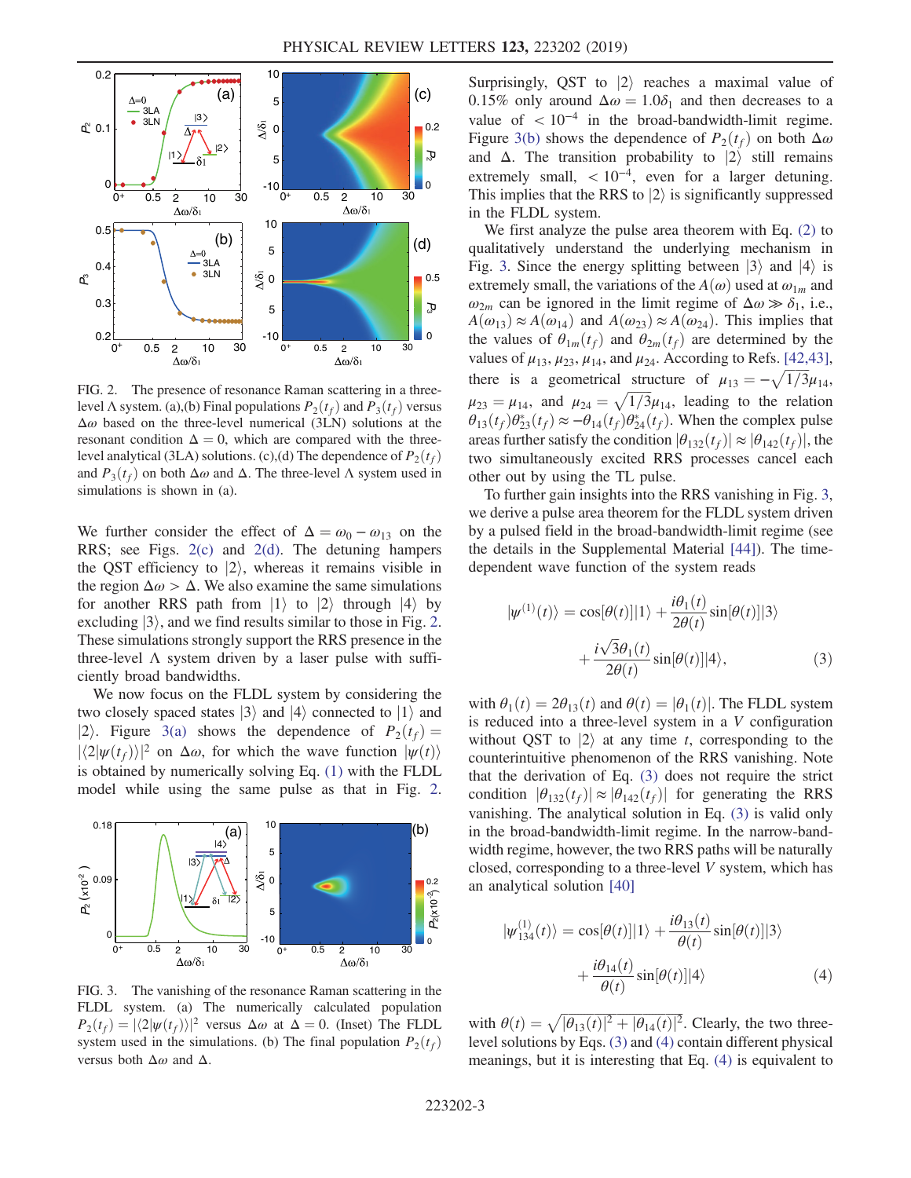FIG. 2. The presence of resonance Raman scattering in a three-level Λ system. (a),(b) Final populations $P_2(t_f)$ and $P_3(t_f)$ versus $\Delta\omega$ based on the three-level numerical (3LN) solutions at the resonant condition $\Delta = 0$, which are compared with the three-level analytical (3LA) solutions. (c),(d) The dependence of $P_2(t_f)$ and $P_3(t_f)$ on both $\Delta\omega$ and $\Delta$. The three-level Λ system used in simulations is shown in (a).

We further consider the effect of $\Delta = \omega_0 - \omega_{13}$ on the RRS; see Figs. 2(c) and 2(d). The detuning hampers the QST efficiency to $|2\rangle$, whereas it remains visible in the region $\Delta\omega > \Delta$. We also examine the same simulations for another RRS path from $|1\rangle$ to $|2\rangle$ through $|4\rangle$ by excluding $|3\rangle$, and we find results similar to those in Fig. 2. These simulations strongly support the RRS presence in the three-level Λ system driven by a laser pulse with sufficiently broad bandwidths.

We now focus on the FLDL system by considering the two closely spaced states $|3\rangle$ and $|4\rangle$ connected to $|1\rangle$ and $|2\rangle$. Figure 3(a) shows the dependence of $P_2(t_f) = |\langle 2|\psi(t_f)\rangle|^2$ on $\Delta\omega$, for which the wave function $|\psi(t)\rangle$ is obtained by numerically solving Eq. (1) with the FLDL model while using the same pulse as that in Fig. 2.

FIG. 3. The vanishing of the resonance Raman scattering in the FLDL system. (a) The numerically calculated population $P_2(t_f) = |\langle 2|\psi(t_f)\rangle|^2$ versus $\Delta\omega$ at $\Delta = 0$. (Inset) The FLDL system used in the simulations. (b) The final population $P_2(t_f)$ versus both $\Delta\omega$ and $\Delta$.

Surprisingly, QST to $|2\rangle$ reaches a maximal value of 0.15% only around $\Delta\omega = 1.0\delta_1$ and then decreases to a value of $< 10^{-4}$ in the broad-bandwidth-limit regime. Figure 3(b) shows the dependence of $P_2(t_f)$ on both $\Delta\omega$ and $\Delta$. The transition probability to $|2\rangle$ still remains extremely small, $< 10^{-4}$, even for a larger detuning. This implies that the RRS to $|2\rangle$ is significantly suppressed in the FLDL system.

We first analyze the pulse area theorem with Eq. (2) to qualitatively understand the underlying mechanism in Fig. 3. Since the energy splitting between $|3\rangle$ and $|4\rangle$ is extremely small, the variations of the $A(\omega)$ used at $\omega_{1m}$ and $\omega_{2m}$ can be ignored in the limit regime of $\Delta\omega \gg \delta_1$, i.e., $A(\omega_{13}) \approx A(\omega_{14})$ and $A(\omega_{23}) \approx A(\omega_{24})$. This implies that the values of $\theta_{1m}(t_f)$ and $\theta_{2m}(t_f)$ are determined by the values of $\mu_{13}$, $\mu_{23}$, $\mu_{14}$, and $\mu_{24}$. According to Refs. [42,43], there is a geometrical structure of $\mu_{13} = -\sqrt{1/3}\mu_{14}$, $\mu_{23} = \mu_{14}$, and $\mu_{24} = \sqrt{1/3}\mu_{14}$, leading to the relation $\theta_{13}(t_f)\theta_{23}^*(t_f) \approx -\theta_{14}(t_f)\theta_{24}^*(t_f)$. When the complex pulse areas further satisfy the condition $|\theta_{132}(t_f)| \approx |\theta_{142}(t_f)|$, the two simultaneously excited RRS processes cancel each other out by using the TL pulse.

To further gain insights into the RRS vanishing in Fig. 3, we derive a pulse area theorem for the FLDL system driven by a pulsed field in the broad-bandwidth-limit regime (see the details in the Supplemental Material [44]). The time-dependent wave function of the system reads

$$|\psi^{(1)}(t)\rangle = \cos[\theta(t)]|1\rangle + \frac{i\theta_1(t)}{2\theta(t)}\sin[\theta(t)]|3\rangle + \frac{i\sqrt{3}\theta_1(t)}{2\theta(t)}\sin[\theta(t)]|4\rangle, \tag{3}$$

with $\theta_1(t) = 2\theta_{13}(t)$ and $\theta(t) = |\theta_1(t)|$. The FLDL system is reduced into a three-level system in a $V$ configuration without QST to $|2\rangle$ at any time $t$, corresponding to the counterintuitive phenomenon of the RRS vanishing. Note that the derivation of Eq. (3) does not require the strict condition $|\theta_{132}(t_f)| \approx |\theta_{142}(t_f)|$ for generating the RRS vanishing. The analytical solution in Eq. (3) is valid only in the broad-bandwidth-limit regime. In the narrow-bandwidth regime, however, the two RRS paths will be naturally closed, corresponding to a three-level $V$ system, which has an analytical solution [40]

$$|\psi_{134}^{(1)}(t)\rangle = \cos[\theta(t)]|1\rangle + \frac{i\theta_{13}(t)}{\theta(t)}\sin[\theta(t)]|3\rangle + \frac{i\theta_{14}(t)}{\theta(t)}\sin[\theta(t)]|4\rangle \tag{4}$$

with $\theta(t) = \sqrt{|\theta_{13}(t)|^2 + |\theta_{14}(t)|^2}$. Clearly, the two three-level solutions by Eqs. (3) and (4) contain different physical meanings, but it is interesting that Eq. (4) is equivalent to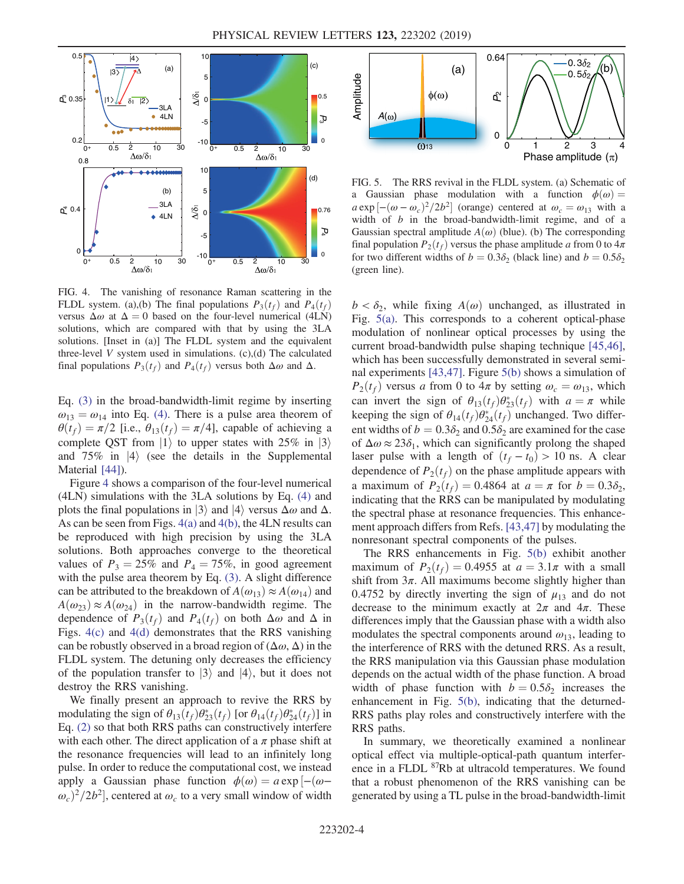FIG. 4. The vanishing of resonance Raman scattering in the FLDL system. (a),(b) The final populations $P_3(t_f)$ and $P_4(t_f)$ versus $\Delta\omega$ at $\Delta = 0$ based on the four-level numerical (4LN) solutions, which are compared with that by using the 3LA solutions. [Inset in (a)] The FLDL system and the equivalent three-level $V$ system used in simulations. (c),(d) The calculated final populations $P_3(t_f)$ and $P_4(t_f)$ versus both $\Delta\omega$ and $\Delta$.

Eq. (3) in the broad-bandwidth-limit regime by inserting $\omega_{13} = \omega_{14}$ into Eq. (4). There is a pulse area theorem of $\theta(t_f) = \pi/2$ [i.e., $\theta_{13}(t_f) = \pi/4$], capable of achieving a complete QST from $|1\rangle$ to upper states with 25% in $|3\rangle$ and 75% in $|4\rangle$ (see the details in the Supplemental Material [44]).

Figure 4 shows a comparison of the four-level numerical (4LN) simulations with the 3LA solutions by Eq. (4) and plots the final populations in $|3\rangle$ and $|4\rangle$ versus $\Delta\omega$ and $\Delta$. As can be seen from Figs. 4(a) and 4(b), the 4LN results can be reproduced with high precision by using the 3LA solutions. Both approaches converge to the theoretical values of $P_3 = 25\%$ and $P_4 = 75\%$, in good agreement with the pulse area theorem by Eq. (3). A slight difference can be attributed to the breakdown of $A(\omega_{13}) \approx A(\omega_{14})$ and $A(\omega_{23}) \approx A(\omega_{24})$ in the narrow-bandwidth regime. The dependence of $P_3(t_f)$ and $P_4(t_f)$ on both $\Delta\omega$ and $\Delta$ in Figs. 4(c) and 4(d) demonstrates that the RRS vanishing can be robustly observed in a broad region of $(\Delta\omega, \Delta)$ in the FLDL system. The detuning only decreases the efficiency of the population transfer to $|3\rangle$ and $|4\rangle$, but it does not destroy the RRS vanishing.

We finally present an approach to revive the RRS by modulating the sign of $\theta_{13}(t_f)\theta_{23}^*(t_f)$ [or $\theta_{14}(t_f)\theta_{24}^*(t_f)$] in Eq. (2) so that both RRS paths can constructively interfere with each other. The direct application of a $\pi$ phase shift at the resonance frequencies will lead to an infinitely long pulse. In order to reduce the computational cost, we instead apply a Gaussian phase function $\phi(\omega) = a\exp[-(\omega-\omega_c)^2/2b^2]$, centered at $\omega_c$ to a very small window of width $b < \delta_2$, while fixing $A(\omega)$ unchanged, as illustrated in Fig. 5(a). This corresponds to a coherent optical-phase modulation of nonlinear optical processes by using the current broad-bandwidth pulse shaping technique [45,46], which has been successfully demonstrated in several seminal experiments [43,47]. Figure 5(b) shows a simulation of $P_2(t_f)$ versus $a$ from 0 to $4\pi$ by setting $\omega_c = \omega_{13}$, which can invert the sign of $\theta_{13}(t_f)\theta_{23}^*(t_f)$ with $a = \pi$ while keeping the sign of $\theta_{14}(t_f)\theta_{24}^*(t_f)$ unchanged. Two different widths of $b = 0.3\delta_2$ and $0.5\delta_2$ are examined for the case of $\Delta\omega \approx 23\delta_1$, which can significantly prolong the shaped laser pulse with a length of $(t_f - t_0) > 10$ ns. A clear dependence of $P_2(t_f)$ on the phase amplitude appears with a maximum of $P_2(t_f) = 0.4864$ at $a = \pi$ for $b = 0.3\delta_2$, indicating that the RRS can be manipulated by modulating the spectral phase at resonance frequencies. This enhancement approach differs from Refs. [43,47] by modulating the nonresonant spectral components of the pulses.

FIG. 5. The RRS revival in the FLDL system. (a) Schematic of a Gaussian phase modulation with a function $\phi(\omega) = a\exp[-(\omega-\omega_c)^2/2b^2]$ (orange) centered at $\omega_c = \omega_{13}$ with a width of $b$ in the broad-bandwidth-limit regime, and of a Gaussian spectral amplitude $A(\omega)$ (blue). (b) The corresponding final population $P_2(t_f)$ versus the phase amplitude $a$ from 0 to $4\pi$ for two different widths of $b = 0.3\delta_2$ (black line) and $b = 0.5\delta_2$ (green line).

The RRS enhancements in Fig. 5(b) exhibit another maximum of $P_2(t_f) = 0.4955$ at $a = 3.1\pi$ with a small shift from $3\pi$. All maximums become slightly higher than 0.4752 by directly inverting the sign of $\mu_{13}$ and do not decrease to the minimum exactly at $2\pi$ and $4\pi$. These differences imply that the Gaussian phase with a width also modulates the spectral components around $\omega_{13}$, leading to the interference of RRS with the detuned RRS. As a result, the RRS manipulation via this Gaussian phase modulation depends on the actual width of the phase function. A broad width of phase function with $b = 0.5\delta_2$ increases the enhancement in Fig. 5(b), indicating that the deturned-RRS paths play roles and constructively interfere with the RRS paths.

In summary, we theoretically examined a nonlinear optical effect via multiple-optical-path quantum interference in a FLDL $^{87}$Rb at ultracold temperatures. We found that a robust phenomenon of the RRS vanishing can be generated by using a TL pulse in the broad-bandwidth-limit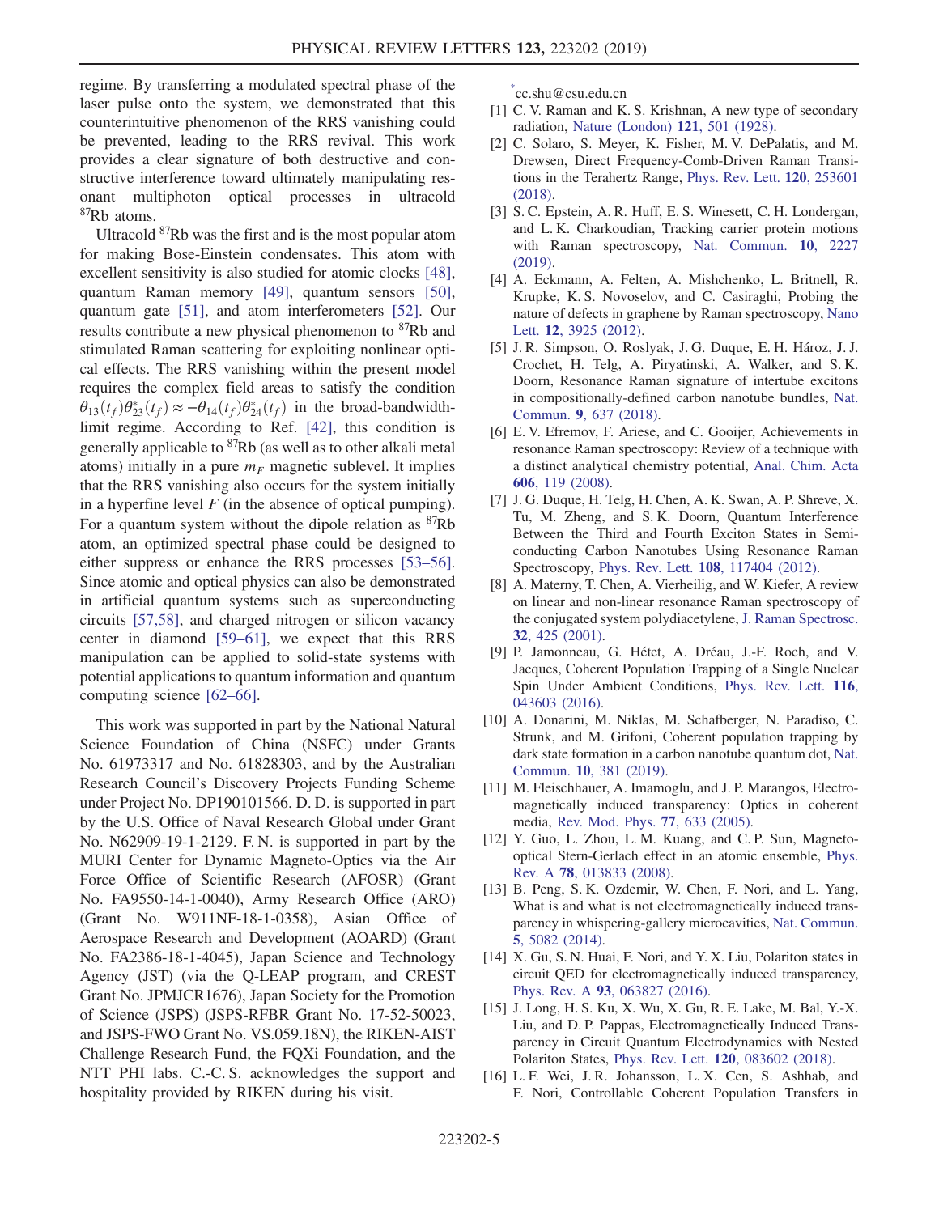regime. By transferring a modulated spectral phase of the laser pulse onto the system, we demonstrated that this counterintuitive phenomenon of the RRS vanishing could be prevented, leading to the RRS revival. This work provides a clear signature of both destructive and constructive interference toward ultimately manipulating resonant multiphoton optical processes in ultracold $^{87}$Rb atoms.

Ultracold $^{87}$Rb was the first and is the most popular atom for making Bose-Einstein condensates. This atom with excellent sensitivity is also studied for atomic clocks [48], quantum Raman memory [49], quantum sensors [50], quantum gate [51], and atom interferometers [52]. Our results contribute a new physical phenomenon to $^{87}$Rb and stimulated Raman scattering for exploiting nonlinear optical effects. The RRS vanishing within the present model requires the complex field areas to satisfy the condition $\theta_{13}(t_f)\theta_{23}^*(t_f) \approx -\theta_{14}(t_f)\theta_{24}^*(t_f)$ in the broad-bandwidth-limit regime. According to Ref. [42], this condition is generally applicable to $^{87}$Rb (as well as to other alkali metal atoms) initially in a pure $m_F$ magnetic sublevel. It implies that the RRS vanishing also occurs for the system initially in a hyperfine level $F$ (in the absence of optical pumping). For a quantum system without the dipole relation as $^{87}$Rb atom, an optimized spectral phase could be designed to either suppress or enhance the RRS processes [53–56]. Since atomic and optical physics can also be demonstrated in artificial quantum systems such as superconducting circuits [57,58], and charged nitrogen or silicon vacancy center in diamond [59–61], we expect that this RRS manipulation can be applied to solid-state systems with potential applications to quantum information and quantum computing science [62–66].

This work was supported in part by the National Natural Science Foundation of China (NSFC) under Grants No. 61973317 and No. 61828303, and by the Australian Research Council's Discovery Projects Funding Scheme under Project No. DP190101566. D. D. is supported in part by the U.S. Office of Naval Research Global under Grant No. N62909-19-1-2129. F. N. is supported in part by the MURI Center for Dynamic Magneto-Optics via the Air Force Office of Scientific Research (AFOSR) (Grant No. FA9550-14-1-0040), Army Research Office (ARO) (Grant No. W911NF-18-1-0358), Asian Office of Aerospace Research and Development (AOARD) (Grant No. FA2386-18-1-4045), Japan Science and Technology Agency (JST) (via the Q-LEAP program, and CREST Grant No. JPMJCR1676), Japan Society for the Promotion of Science (JSPS) (JSPS-RFBR Grant No. 17-52-50023, and JSPS-FWO Grant No. VS.059.18N), the RIKEN-AIST Challenge Research Fund, the FQXi Foundation, and the NTT PHI labs. C.-C. S. acknowledges the support and hospitality provided by RIKEN during his visit.

*cc.shu@csu.edu.cn

[1] C. V. Raman and K. S. Krishnan, A new type of secondary radiation, Nature (London) **121**, 501 (1928).

[2] C. Solaro, S. Meyer, K. Fisher, M. V. DePalatis, and M. Drewsen, Direct Frequency-Comb-Driven Raman Transitions in the Terahertz Range, Phys. Rev. Lett. **120**, 253601 (2018).

[3] S. C. Epstein, A. R. Huff, E. S. Winesett, C. H. Londergan, and L. K. Charkoudian, Tracking carrier protein motions with Raman spectroscopy, Nat. Commun. **10**, 2227 (2019).

[4] A. Eckmann, A. Felten, A. Mishchenko, L. Britnell, R. Krupke, K. S. Novoselov, and C. Casiraghi, Probing the nature of defects in graphene by Raman spectroscopy, Nano Lett. **12**, 3925 (2012).

[5] J. R. Simpson, O. Roslyak, J. G. Duque, E. H. Hároz, J. J. Crochet, H. Telg, A. Piryatinski, A. Walker, and S. K. Doorn, Resonance Raman signature of intertube excitons in compositionally-defined carbon nanotube bundles, Nat. Commun. **9**, 637 (2018).

[6] E. V. Efremov, F. Ariese, and C. Gooijer, Achievements in resonance Raman spectroscopy: Review of a technique with a distinct analytical chemistry potential, Anal. Chim. Acta **606**, 119 (2008).

[7] J. G. Duque, H. Telg, H. Chen, A. K. Swan, A. P. Shreve, X. Tu, M. Zheng, and S. K. Doorn, Quantum Interference Between the Third and Fourth Exciton States in Semiconducting Carbon Nanotubes Using Resonance Raman Spectroscopy, Phys. Rev. Lett. **108**, 117404 (2012).

[8] A. Materny, T. Chen, A. Vierheilig, and W. Kiefer, A review on linear and non-linear resonance Raman spectroscopy of the conjugated system polydiacetylene, J. Raman Spectrosc. **32**, 425 (2001).

[9] P. Jamonneau, G. Hétet, A. Dréau, J.-F. Roch, and V. Jacques, Coherent Population Trapping of a Single Nuclear Spin Under Ambient Conditions, Phys. Rev. Lett. **116**, 043603 (2016).

[10] A. Donarini, M. Niklas, M. Schafberger, N. Paradiso, C. Strunk, and M. Grifoni, Coherent population trapping by dark state formation in a carbon nanotube quantum dot, Nat. Commun. **10**, 381 (2019).

[11] M. Fleischhauer, A. Imamoglu, and J. P. Marangos, Electromagnetically induced transparency: Optics in coherent media, Rev. Mod. Phys. **77**, 633 (2005).

[12] Y. Guo, L. Zhou, L. M. Kuang, and C. P. Sun, Magneto-optical Stern-Gerlach effect in an atomic ensemble, Phys. Rev. A **78**, 013833 (2008).

[13] B. Peng, S. K. Ozdemir, W. Chen, F. Nori, and L. Yang, What is and what is not electromagnetically induced transparency in whispering-gallery microcavities, Nat. Commun. **5**, 5082 (2014).

[14] X. Gu, S. N. Huai, F. Nori, and Y. X. Liu, Polariton states in circuit QED for electromagnetically induced transparency, Phys. Rev. A **93**, 063827 (2016).

[15] J. Long, H. S. Ku, X. Wu, X. Gu, R. E. Lake, M. Bal, Y.-X. Liu, and D. P. Pappas, Electromagnetically Induced Transparency in Circuit Quantum Electrodynamics with Nested Polariton States, Phys. Rev. Lett. **120**, 083602 (2018).

[16] L. F. Wei, J. R. Johansson, L. X. Cen, S. Ashhab, and F. Nori, Controllable Coherent Population Transfers in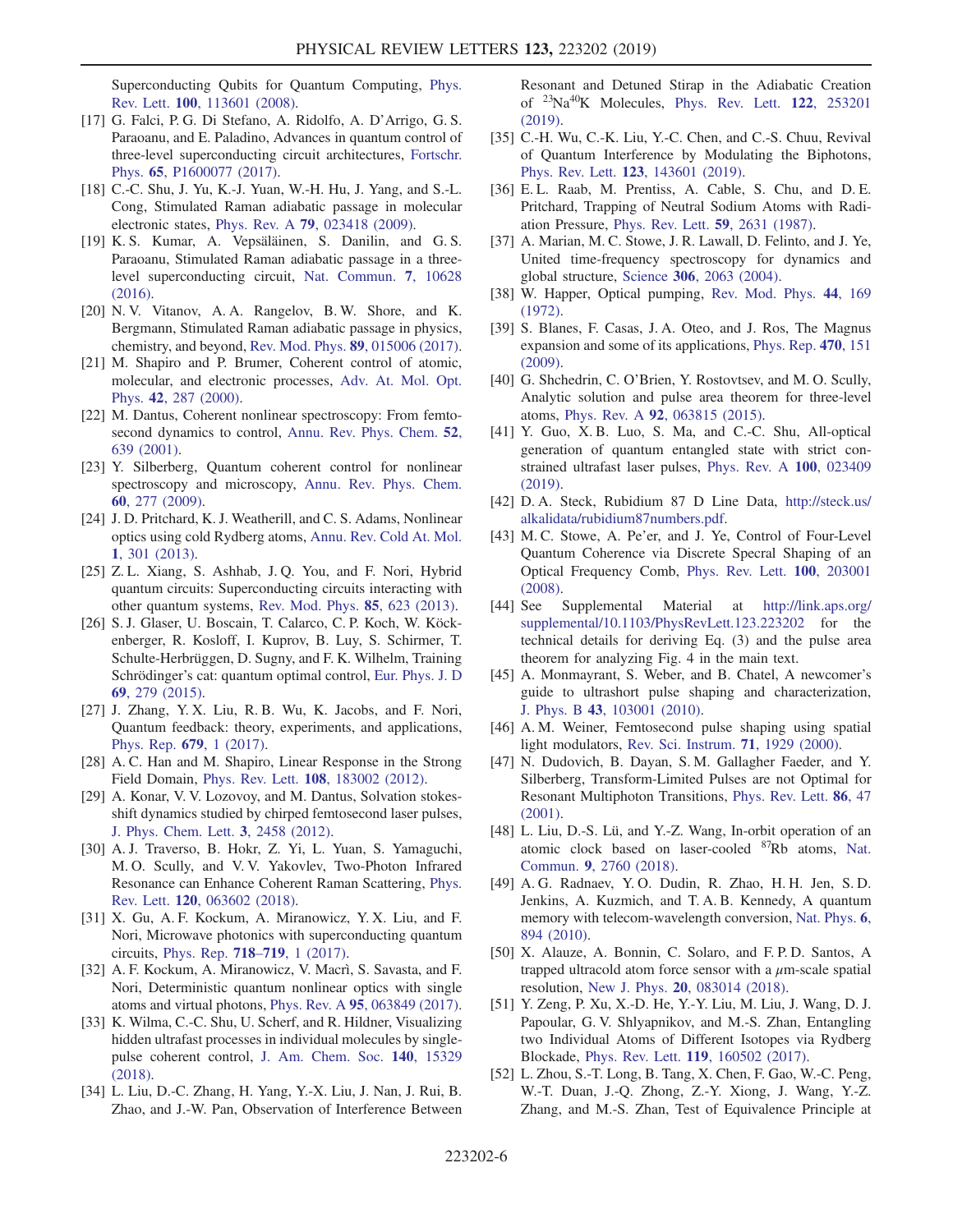Superconducting Qubits for Quantum Computing, Phys. Rev. Lett. **100**, 113601 (2008).

[17] G. Falci, P. G. Di Stefano, A. Ridolfo, A. D'Arrigo, G. S. Paraoanu, and E. Paladino, Advances in quantum control of three-level superconducting circuit architectures, Fortschr. Phys. **65**, P1600077 (2017).

[18] C.-C. Shu, J. Yu, K.-J. Yuan, W.-H. Hu, J. Yang, and S.-L. Cong, Stimulated Raman adiabatic passage in molecular electronic states, Phys. Rev. A **79**, 023418 (2009).

[19] K. S. Kumar, A. Vepsäläinen, S. Danilin, and G. S. Paraoanu, Stimulated Raman adiabatic passage in a three-level superconducting circuit, Nat. Commun. **7**, 10628 (2016).

[20] N. V. Vitanov, A. A. Rangelov, B. W. Shore, and K. Bergmann, Stimulated Raman adiabatic passage in physics, chemistry, and beyond, Rev. Mod. Phys. **89**, 015006 (2017).

[21] M. Shapiro and P. Brumer, Coherent control of atomic, molecular, and electronic processes, Adv. At. Mol. Opt. Phys. **42**, 287 (2000).

[22] M. Dantus, Coherent nonlinear spectroscopy: From femtosecond dynamics to control, Annu. Rev. Phys. Chem. **52**, 639 (2001).

[23] Y. Silberberg, Quantum coherent control for nonlinear spectroscopy and microscopy, Annu. Rev. Phys. Chem. **60**, 277 (2009).

[24] J. D. Pritchard, K. J. Weatherill, and C. S. Adams, Nonlinear optics using cold Rydberg atoms, Annu. Rev. Cold At. Mol. **1**, 301 (2013).

[25] Z. L. Xiang, S. Ashhab, J. Q. You, and F. Nori, Hybrid quantum circuits: Superconducting circuits interacting with other quantum systems, Rev. Mod. Phys. **85**, 623 (2013).

[26] S. J. Glaser, U. Boscain, T. Calarco, C. P. Koch, W. Köckenberger, R. Kosloff, I. Kuprov, B. Luy, S. Schirmer, T. Schulte-Herbrüggen, D. Sugny, and F. K. Wilhelm, Training Schrödinger's cat: quantum optimal control, Eur. Phys. J. D **69**, 279 (2015).

[27] J. Zhang, Y. X. Liu, R. B. Wu, K. Jacobs, and F. Nori, Quantum feedback: theory, experiments, and applications, Phys. Rep. **679**, 1 (2017).

[28] A. C. Han and M. Shapiro, Linear Response in the Strong Field Domain, Phys. Rev. Lett. **108**, 183002 (2012).

[29] A. Konar, V. V. Lozovoy, and M. Dantus, Solvation stokes-shift dynamics studied by chirped femtosecond laser pulses, J. Phys. Chem. Lett. **3**, 2458 (2012).

[30] A. J. Traverso, B. Hokr, Z. Yi, L. Yuan, S. Yamaguchi, M. O. Scully, and V. V. Yakovlev, Two-Photon Infrared Resonance can Enhance Coherent Raman Scattering, Phys. Rev. Lett. **120**, 063602 (2018).

[31] X. Gu, A. F. Kockum, A. Miranowicz, Y. X. Liu, and F. Nori, Microwave photonics with superconducting quantum circuits, Phys. Rep. **718–719**, 1 (2017).

[32] A. F. Kockum, A. Miranowicz, V. Macrì, S. Savasta, and F. Nori, Deterministic quantum nonlinear optics with single atoms and virtual photons, Phys. Rev. A **95**, 063849 (2017).

[33] K. Wilma, C.-C. Shu, U. Scherf, and R. Hildner, Visualizing hidden ultrafast processes in individual molecules by single-pulse coherent control, J. Am. Chem. Soc. **140**, 15329 (2018).

[34] L. Liu, D.-C. Zhang, H. Yang, Y.-X. Liu, J. Nan, J. Rui, B. Zhao, and J.-W. Pan, Observation of Interference Between Resonant and Detuned Stirap in the Adiabatic Creation of $^{23}$Na$^{40}$K Molecules, Phys. Rev. Lett. **122**, 253201 (2019).

[35] C.-H. Wu, C.-K. Liu, Y.-C. Chen, and C.-S. Chuu, Revival of Quantum Interference by Modulating the Biphotons, Phys. Rev. Lett. **123**, 143601 (2019).

[36] E. L. Raab, M. Prentiss, A. Cable, S. Chu, and D. E. Pritchard, Trapping of Neutral Sodium Atoms with Radiation Pressure, Phys. Rev. Lett. **59**, 2631 (1987).

[37] A. Marian, M. C. Stowe, J. R. Lawall, D. Felinto, and J. Ye, United time-frequency spectroscopy for dynamics and global structure, Science **306**, 2063 (2004).

[38] W. Happer, Optical pumping, Rev. Mod. Phys. **44**, 169 (1972).

[39] S. Blanes, F. Casas, J. A. Oteo, and J. Ros, The Magnus expansion and some of its applications, Phys. Rep. **470**, 151 (2009).

[40] G. Shchedrin, C. O'Brien, Y. Rostovtsev, and M. O. Scully, Analytic solution and pulse area theorem for three-level atoms, Phys. Rev. A **92**, 063815 (2015).

[41] Y. Guo, X. B. Luo, S. Ma, and C.-C. Shu, All-optical generation of quantum entangled state with strict constrained ultrafast laser pulses, Phys. Rev. A **100**, 023409 (2019).

[42] D. A. Steck, Rubidium 87 D Line Data, http://steck.us/alkalidata/rubidium87numbers.pdf.

[43] M. C. Stowe, A. Pe'er, and J. Ye, Control of Four-Level Quantum Coherence via Discrete Specral Shaping of an Optical Frequency Comb, Phys. Rev. Lett. **100**, 203001 (2008).

[44] See Supplemental Material at http://link.aps.org/supplemental/10.1103/PhysRevLett.123.223202 for the technical details for deriving Eq. (3) and the pulse area theorem for analyzing Fig. 4 in the main text.

[45] A. Monmayrant, S. Weber, and B. Chatel, A newcomer's guide to ultrashort pulse shaping and characterization, J. Phys. B **43**, 103001 (2010).

[46] A. M. Weiner, Femtosecond pulse shaping using spatial light modulators, Rev. Sci. Instrum. **71**, 1929 (2000).

[47] N. Dudovich, B. Dayan, S. M. Gallagher Faeder, and Y. Silberberg, Transform-Limited Pulses are not Optimal for Resonant Multiphoton Transitions, Phys. Rev. Lett. **86**, 47 (2001).

[48] L. Liu, D.-S. Lü, and Y.-Z. Wang, In-orbit operation of an atomic clock based on laser-cooled $^{87}$Rb atoms, Nat. Commun. **9**, 2760 (2018).

[49] A. G. Radnaev, Y. O. Dudin, R. Zhao, H. H. Jen, S. D. Jenkins, A. Kuzmich, and T. A. B. Kennedy, A quantum memory with telecom-wavelength conversion, Nat. Phys. **6**, 894 (2010).

[50] X. Alauze, A. Bonnin, C. Solaro, and F. P. D. Santos, A trapped ultracold atom force sensor with a $\mu$m-scale spatial resolution, New J. Phys. **20**, 083014 (2018).

[51] Y. Zeng, P. Xu, X.-D. He, Y.-Y. Liu, M. Liu, J. Wang, D. J. Papoular, G. V. Shlyapnikov, and M.-S. Zhan, Entangling two Individual Atoms of Different Isotopes via Rydberg Blockade, Phys. Rev. Lett. **119**, 160502 (2017).

[52] L. Zhou, S.-T. Long, B. Tang, X. Chen, F. Gao, W.-C. Peng, W.-T. Duan, J.-Q. Zhong, Z.-Y. Xiong, J. Wang, Y.-Z. Zhang, and M.-S. Zhan, Test of Equivalence Principle at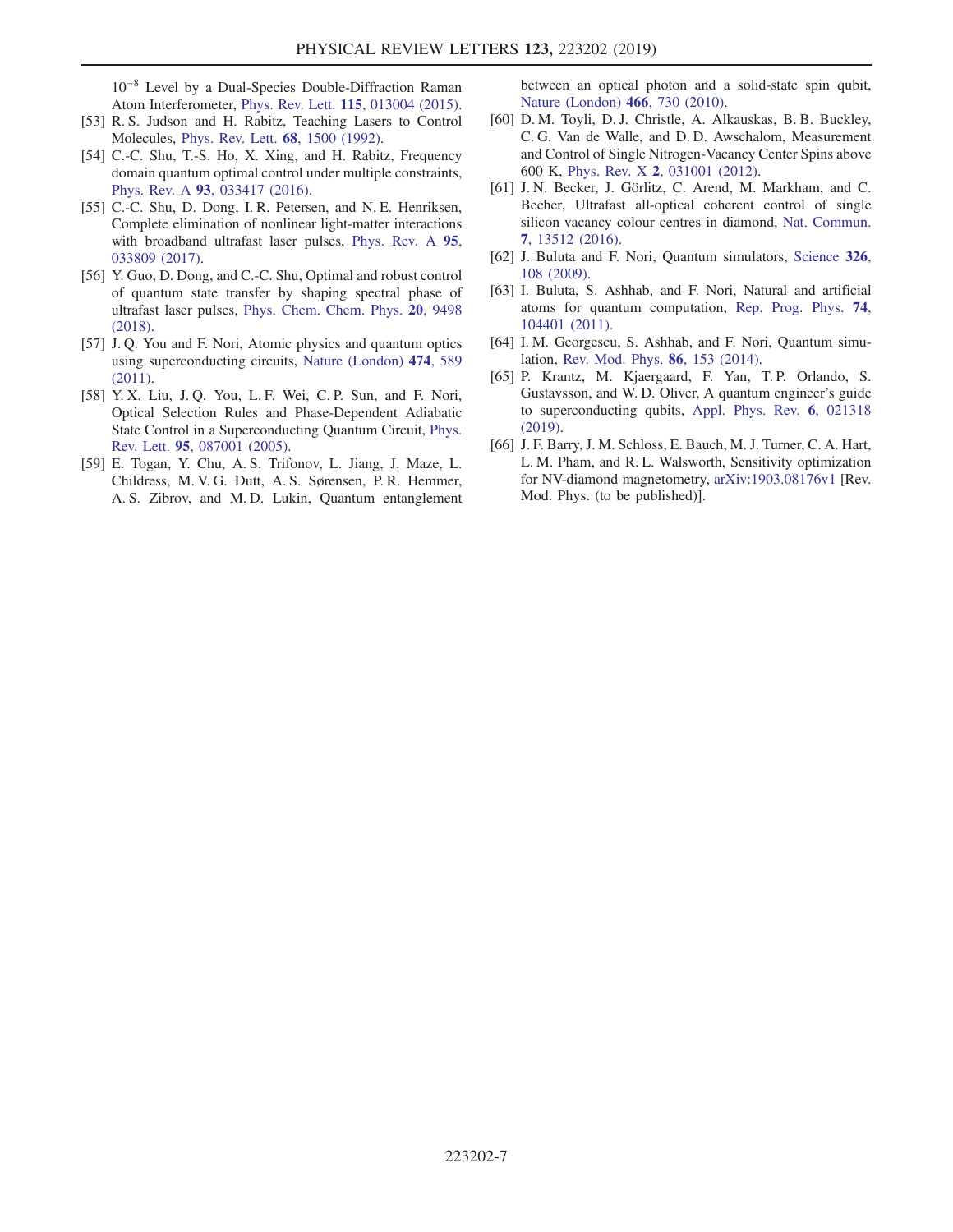$10^{-8}$ Level by a Dual-Species Double-Diffraction Raman Atom Interferometer, Phys. Rev. Lett. **115**, 013004 (2015).

[53] R. S. Judson and H. Rabitz, Teaching Lasers to Control Molecules, Phys. Rev. Lett. **68**, 1500 (1992).

[54] C.-C. Shu, T.-S. Ho, X. Xing, and H. Rabitz, Frequency domain quantum optimal control under multiple constraints, Phys. Rev. A **93**, 033417 (2016).

[55] C.-C. Shu, D. Dong, I. R. Petersen, and N. E. Henriksen, Complete elimination of nonlinear light-matter interactions with broadband ultrafast laser pulses, Phys. Rev. A **95**, 033809 (2017).

[56] Y. Guo, D. Dong, and C.-C. Shu, Optimal and robust control of quantum state transfer by shaping spectral phase of ultrafast laser pulses, Phys. Chem. Chem. Phys. **20**, 9498 (2018).

[57] J. Q. You and F. Nori, Atomic physics and quantum optics using superconducting circuits, Nature (London) **474**, 589 (2011).

[58] Y. X. Liu, J. Q. You, L. F. Wei, C. P. Sun, and F. Nori, Optical Selection Rules and Phase-Dependent Adiabatic State Control in a Superconducting Quantum Circuit, Phys. Rev. Lett. **95**, 087001 (2005).

[59] E. Togan, Y. Chu, A. S. Trifonov, L. Jiang, J. Maze, L. Childress, M. V. G. Dutt, A. S. Sørensen, P. R. Hemmer, A. S. Zibrov, and M. D. Lukin, Quantum entanglement between an optical photon and a solid-state spin qubit, Nature (London) **466**, 730 (2010).

[60] D. M. Toyli, D. J. Christle, A. Alkauskas, B. B. Buckley, C. G. Van de Walle, and D. D. Awschalom, Measurement and Control of Single Nitrogen-Vacancy Center Spins above 600 K, Phys. Rev. X **2**, 031001 (2012).

[61] J. N. Becker, J. Görlitz, C. Arend, M. Markham, and C. Becher, Ultrafast all-optical coherent control of single silicon vacancy colour centres in diamond, Nat. Commun. **7**, 13512 (2016).

[62] J. Buluta and F. Nori, Quantum simulators, Science **326**, 108 (2009).

[63] I. Buluta, S. Ashhab, and F. Nori, Natural and artificial atoms for quantum computation, Rep. Prog. Phys. **74**, 104401 (2011).

[64] I. M. Georgescu, S. Ashhab, and F. Nori, Quantum simulation, Rev. Mod. Phys. **86**, 153 (2014).

[65] P. Krantz, M. Kjaergaard, F. Yan, T. P. Orlando, S. Gustavsson, and W. D. Oliver, A quantum engineer's guide to superconducting qubits, Appl. Phys. Rev. **6**, 021318 (2019).

[66] J. F. Barry, J. M. Schloss, E. Bauch, M. J. Turner, C. A. Hart, L. M. Pham, and R. L. Walsworth, Sensitivity optimization for NV-diamond magnetometry, arXiv:1903.08176v1 [Rev. Mod. Phys. (to be published)].